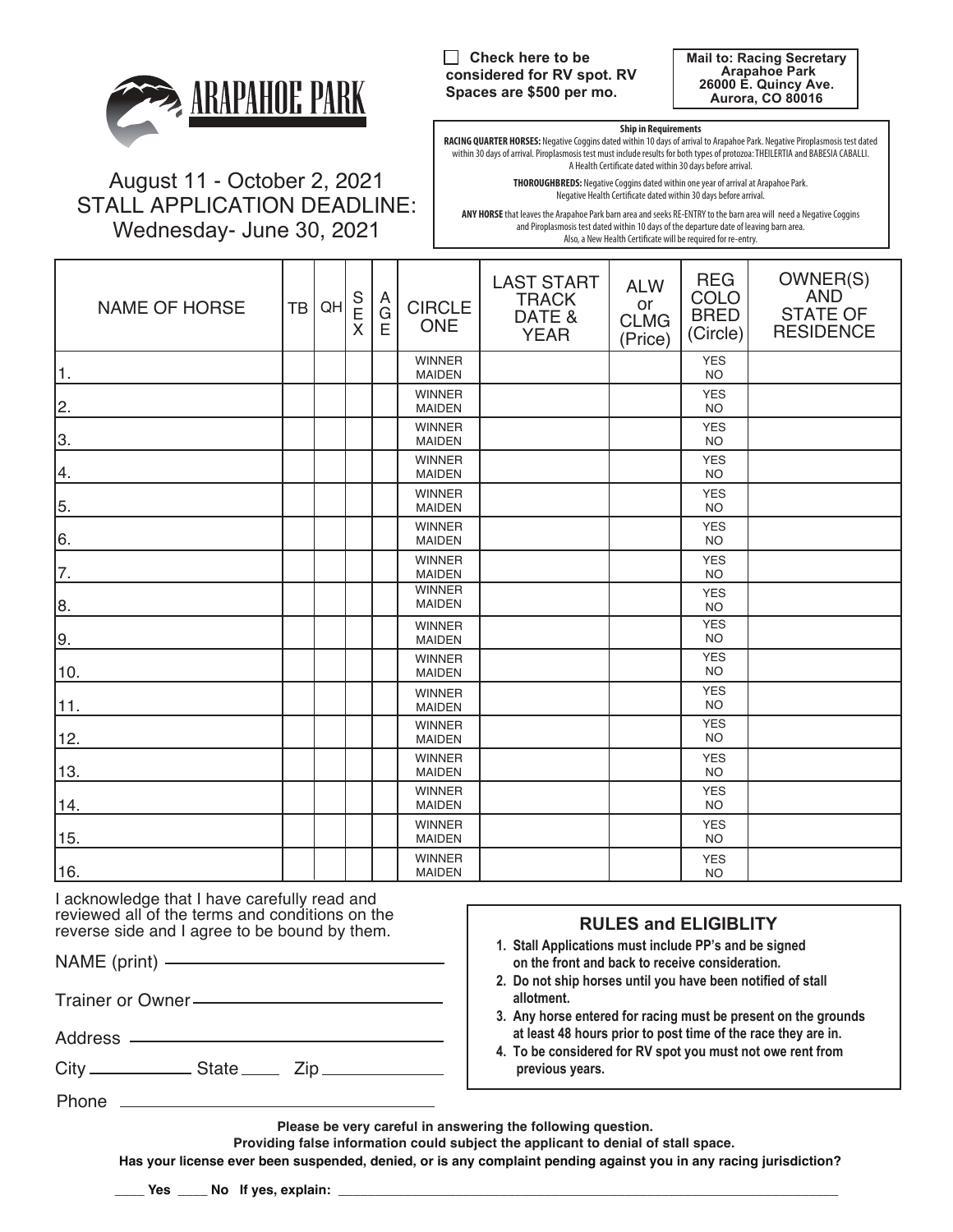# ARAPAHOE PARK

August 11 - October 2, 2021
STALL APPLICATION DEADLINE:
Wednesday- June 30, 2021

☐ **Check here to be considered for RV spot. RV Spaces are $500 per mo.**

**Mail to: Racing Secretary**
**Arapahoe Park**
**26000 E. Quincy Ave.**
**Aurora, CO 80016**

**Ship in Requirements**

**RACING QUARTER HORSES:** Negative Coggins dated within 10 days of arrival to Arapahoe Park. Negative Piroplasmosis test dated within 30 days of arrival. Piroplasmosis test must include results for both types of protozoa: THEILERTIA and BABESIA CABALLI. A Health Certificate dated within 30 days before arrival.

**THOROUGHBREDS:** Negative Coggins dated within one year of arrival at Arapahoe Park. Negative Health Certificate dated within 30 days before arrival.

**ANY HORSE** that leaves the Arapahoe Park barn area and seeks RE-ENTRY to the barn area will need a Negative Coggins and Piroplasmosis test dated within 10 days of the departure date of leaving barn area. Also, a New Health Certificate will be required for re-entry.

| NAME OF HORSE | TB | QH | SEX | AGE | CIRCLE ONE | LAST START TRACK DATE & YEAR | ALW or CLMG (Price) | REG COLO BRED (Circle) | OWNER(S) AND STATE OF RESIDENCE |
|---|---|---|---|---|---|---|---|---|---|
| 1. | | | | | WINNER MAIDEN | | | YES NO | |
| 2. | | | | | WINNER MAIDEN | | | YES NO | |
| 3. | | | | | WINNER MAIDEN | | | YES NO | |
| 4. | | | | | WINNER MAIDEN | | | YES NO | |
| 5. | | | | | WINNER MAIDEN | | | YES NO | |
| 6. | | | | | WINNER MAIDEN | | | YES NO | |
| 7. | | | | | WINNER MAIDEN | | | YES NO | |
| 8. | | | | | WINNER MAIDEN | | | YES NO | |
| 9. | | | | | WINNER MAIDEN | | | YES NO | |
| 10. | | | | | WINNER MAIDEN | | | YES NO | |
| 11. | | | | | WINNER MAIDEN | | | YES NO | |
| 12. | | | | | WINNER MAIDEN | | | YES NO | |
| 13. | | | | | WINNER MAIDEN | | | YES NO | |
| 14. | | | | | WINNER MAIDEN | | | YES NO | |
| 15. | | | | | WINNER MAIDEN | | | YES NO | |
| 16. | | | | | WINNER MAIDEN | | | YES NO | |

I acknowledge that I have carefully read and reviewed all of the terms and conditions on the reverse side and I agree to be bound by them.

NAME (print) ______________________________

Trainer or Owner ______________________________

Address ______________________________

City ____________ State _____ Zip ____________

Phone ______________________________

### RULES and ELIGIBLITY

1. **Stall Applications must include PP's and be signed on the front and back to receive consideration.**
2. **Do not ship horses until you have been notified of stall allotment.**
3. **Any horse entered for racing must be present on the grounds at least 48 hours prior to post time of the race they are in.**
4. **To be considered for RV spot you must not owe rent from previous years.**

**Please be very careful in answering the following question.**
**Providing false information could subject the applicant to denial of stall space.**
**Has your license ever been suspended, denied, or is any complaint pending against you in any racing jurisdiction?**

**____ Yes ____ No If yes, explain:** ________________________________________________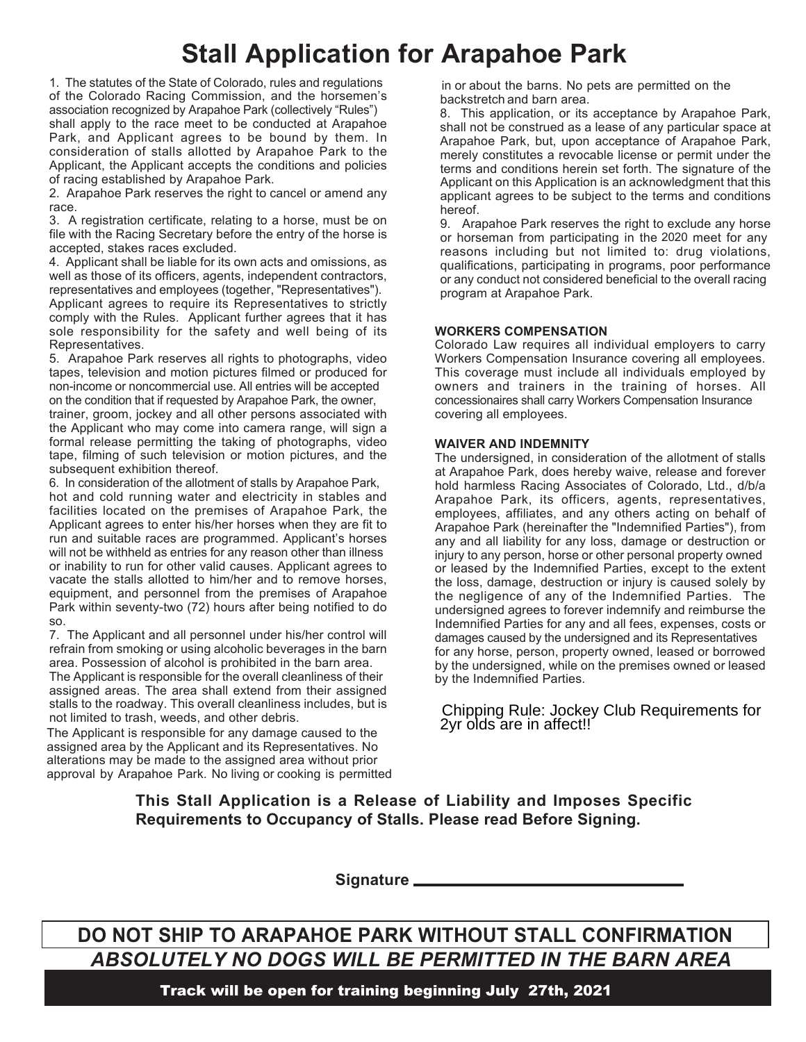# Stall Application for Arapahoe Park

1. The statutes of the State of Colorado, rules and regulations of the Colorado Racing Commission, and the horsemen's association recognized by Arapahoe Park (collectively "Rules") shall apply to the race meet to be conducted at Arapahoe Park, and Applicant agrees to be bound by them. In consideration of stalls allotted by Arapahoe Park to the Applicant, the Applicant accepts the conditions and policies of racing established by Arapahoe Park.
2. Arapahoe Park reserves the right to cancel or amend any race.
3. A registration certificate, relating to a horse, must be on file with the Racing Secretary before the entry of the horse is accepted, stakes races excluded.
4. Applicant shall be liable for its own acts and omissions, as well as those of its officers, agents, independent contractors, representatives and employees (together, "Representatives"). Applicant agrees to require its Representatives to strictly comply with the Rules. Applicant further agrees that it has sole responsibility for the safety and well being of its Representatives.
5. Arapahoe Park reserves all rights to photographs, video tapes, television and motion pictures filmed or produced for non-income or noncommercial use. All entries will be accepted on the condition that if requested by Arapahoe Park, the owner, trainer, groom, jockey and all other persons associated with the Applicant who may come into camera range, will sign a formal release permitting the taking of photographs, video tape, filming of such television or motion pictures, and the subsequent exhibition thereof.
6. In consideration of the allotment of stalls by Arapahoe Park, hot and cold running water and electricity in stables and facilities located on the premises of Arapahoe Park, the Applicant agrees to enter his/her horses when they are fit to run and suitable races are programmed. Applicant's horses will not be withheld as entries for any reason other than illness or inability to run for other valid causes. Applicant agrees to vacate the stalls allotted to him/her and to remove horses, equipment, and personnel from the premises of Arapahoe Park within seventy-two (72) hours after being notified to do so.
7. The Applicant and all personnel under his/her control will refrain from smoking or using alcoholic beverages in the barn area. Possession of alcohol is prohibited in the barn area. The Applicant is responsible for the overall cleanliness of their assigned areas. The area shall extend from their assigned stalls to the roadway. This overall cleanliness includes, but is not limited to trash, weeds, and other debris.
The Applicant is responsible for any damage caused to the assigned area by the Applicant and its Representatives. No alterations may be made to the assigned area without prior approval by Arapahoe Park. No living or cooking is permitted in or about the barns. No pets are permitted on the backstretch and barn area.
8. This application, or its acceptance by Arapahoe Park, shall not be construed as a lease of any particular space at Arapahoe Park, but, upon acceptance of Arapahoe Park, merely constitutes a revocable license or permit under the terms and conditions herein set forth. The signature of the Applicant on this Application is an acknowledgment that this applicant agrees to be subject to the terms and conditions hereof.
9. Arapahoe Park reserves the right to exclude any horse or horseman from participating in the 2020 meet for any reasons including but not limited to: drug violations, qualifications, participating in programs, poor performance or any conduct not considered beneficial to the overall racing program at Arapahoe Park.

**WORKERS COMPENSATION**

Colorado Law requires all individual employers to carry Workers Compensation Insurance covering all employees. This coverage must include all individuals employed by owners and trainers in the training of horses. All concessionaires shall carry Workers Compensation Insurance covering all employees.

**WAIVER AND INDEMNITY**

The undersigned, in consideration of the allotment of stalls at Arapahoe Park, does hereby waive, release and forever hold harmless Racing Associates of Colorado, Ltd., d/b/a Arapahoe Park, its officers, agents, representatives, employees, affiliates, and any others acting on behalf of Arapahoe Park (hereinafter the "Indemnified Parties"), from any and all liability for any loss, damage or destruction or injury to any person, horse or other personal property owned or leased by the Indemnified Parties, except to the extent the loss, damage, destruction or injury is caused solely by the negligence of any of the Indemnified Parties. The undersigned agrees to forever indemnify and reimburse the Indemnified Parties for any and all fees, expenses, costs or damages caused by the undersigned and its Representatives for any horse, person, property owned, leased or borrowed by the undersigned, while on the premises owned or leased by the Indemnified Parties.

Chipping Rule: Jockey Club Requirements for 2yr olds are in affect!!

**This Stall Application is a Release of Liability and Imposes Specific Requirements to Occupancy of Stalls. Please read Before Signing.**

**Signature** ______________________________

## DO NOT SHIP TO ARAPAHOE PARK WITHOUT STALL CONFIRMATION

***ABSOLUTELY NO DOGS WILL BE PERMITTED IN THE BARN AREA***

**Track will be open for training beginning July 27th, 2021**